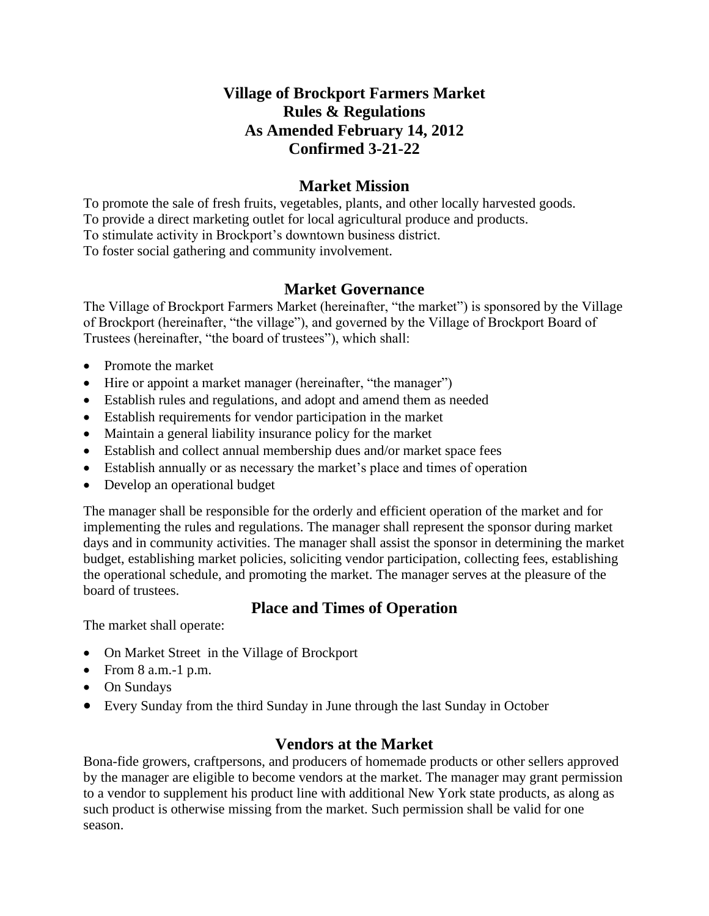# Village of Brockport Farmers Market
# Rules & Regulations
# As Amended February 14, 2012
# Confirmed 3-21-22

## Market Mission

To promote the sale of fresh fruits, vegetables, plants, and other locally harvested goods.
To provide a direct marketing outlet for local agricultural produce and products.
To stimulate activity in Brockport's downtown business district.
To foster social gathering and community involvement.

## Market Governance

The Village of Brockport Farmers Market (hereinafter, "the market") is sponsored by the Village of Brockport (hereinafter, "the village"), and governed by the Village of Brockport Board of Trustees (hereinafter, "the board of trustees"), which shall:

- Promote the market
- Hire or appoint a market manager (hereinafter, "the manager")
- Establish rules and regulations, and adopt and amend them as needed
- Establish requirements for vendor participation in the market
- Maintain a general liability insurance policy for the market
- Establish and collect annual membership dues and/or market space fees
- Establish annually or as necessary the market's place and times of operation
- Develop an operational budget

The manager shall be responsible for the orderly and efficient operation of the market and for implementing the rules and regulations. The manager shall represent the sponsor during market days and in community activities. The manager shall assist the sponsor in determining the market budget, establishing market policies, soliciting vendor participation, collecting fees, establishing the operational schedule, and promoting the market. The manager serves at the pleasure of the board of trustees.

## Place and Times of Operation

The market shall operate:

- On Market Street in the Village of Brockport
- From 8 a.m.-1 p.m.
- On Sundays
- Every Sunday from the third Sunday in June through the last Sunday in October

## Vendors at the Market

Bona-fide growers, craftpersons, and producers of homemade products or other sellers approved by the manager are eligible to become vendors at the market. The manager may grant permission to a vendor to supplement his product line with additional New York state products, as along as such product is otherwise missing from the market. Such permission shall be valid for one season.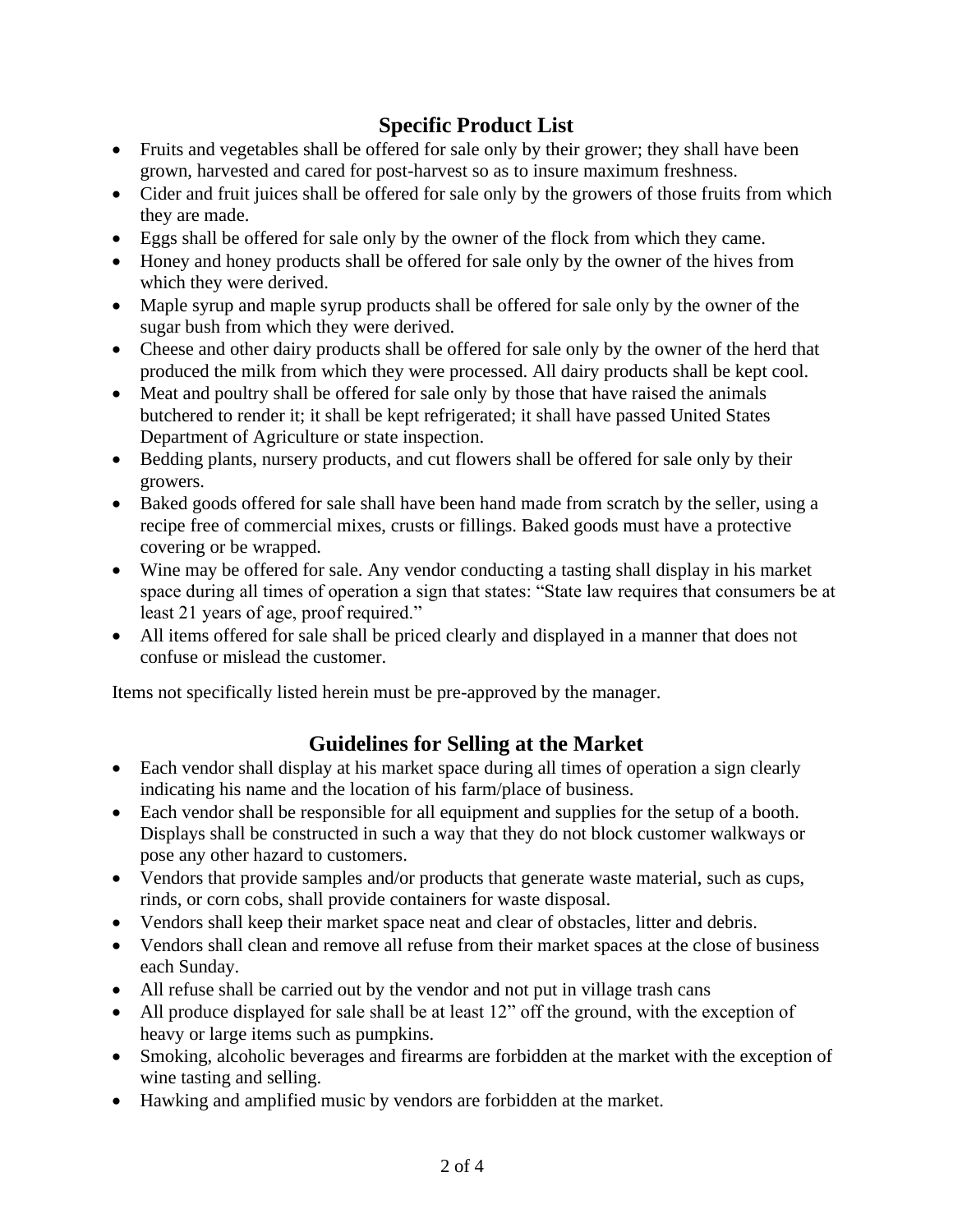## Specific Product List

- Fruits and vegetables shall be offered for sale only by their grower; they shall have been grown, harvested and cared for post-harvest so as to insure maximum freshness.
- Cider and fruit juices shall be offered for sale only by the growers of those fruits from which they are made.
- Eggs shall be offered for sale only by the owner of the flock from which they came.
- Honey and honey products shall be offered for sale only by the owner of the hives from which they were derived.
- Maple syrup and maple syrup products shall be offered for sale only by the owner of the sugar bush from which they were derived.
- Cheese and other dairy products shall be offered for sale only by the owner of the herd that produced the milk from which they were processed. All dairy products shall be kept cool.
- Meat and poultry shall be offered for sale only by those that have raised the animals butchered to render it; it shall be kept refrigerated; it shall have passed United States Department of Agriculture or state inspection.
- Bedding plants, nursery products, and cut flowers shall be offered for sale only by their growers.
- Baked goods offered for sale shall have been hand made from scratch by the seller, using a recipe free of commercial mixes, crusts or fillings. Baked goods must have a protective covering or be wrapped.
- Wine may be offered for sale. Any vendor conducting a tasting shall display in his market space during all times of operation a sign that states: "State law requires that consumers be at least 21 years of age, proof required."
- All items offered for sale shall be priced clearly and displayed in a manner that does not confuse or mislead the customer.

Items not specifically listed herein must be pre-approved by the manager.

## Guidelines for Selling at the Market

- Each vendor shall display at his market space during all times of operation a sign clearly indicating his name and the location of his farm/place of business.
- Each vendor shall be responsible for all equipment and supplies for the setup of a booth. Displays shall be constructed in such a way that they do not block customer walkways or pose any other hazard to customers.
- Vendors that provide samples and/or products that generate waste material, such as cups, rinds, or corn cobs, shall provide containers for waste disposal.
- Vendors shall keep their market space neat and clear of obstacles, litter and debris.
- Vendors shall clean and remove all refuse from their market spaces at the close of business each Sunday.
- All refuse shall be carried out by the vendor and not put in village trash cans
- All produce displayed for sale shall be at least 12" off the ground, with the exception of heavy or large items such as pumpkins.
- Smoking, alcoholic beverages and firearms are forbidden at the market with the exception of wine tasting and selling.
- Hawking and amplified music by vendors are forbidden at the market.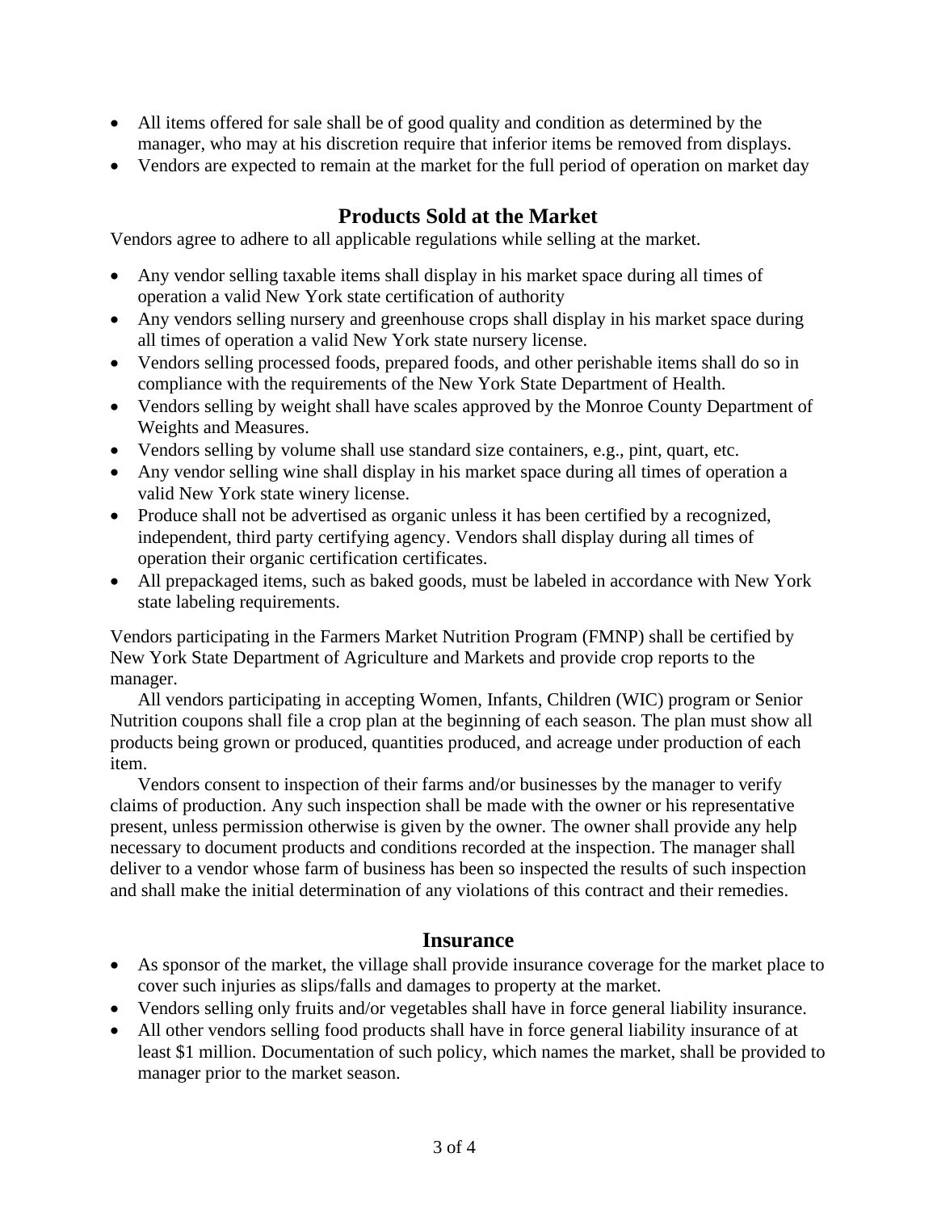- All items offered for sale shall be of good quality and condition as determined by the manager, who may at his discretion require that inferior items be removed from displays.
- Vendors are expected to remain at the market for the full period of operation on market day

## Products Sold at the Market

Vendors agree to adhere to all applicable regulations while selling at the market.

- Any vendor selling taxable items shall display in his market space during all times of operation a valid New York state certification of authority
- Any vendors selling nursery and greenhouse crops shall display in his market space during all times of operation a valid New York state nursery license.
- Vendors selling processed foods, prepared foods, and other perishable items shall do so in compliance with the requirements of the New York State Department of Health.
- Vendors selling by weight shall have scales approved by the Monroe County Department of Weights and Measures.
- Vendors selling by volume shall use standard size containers, e.g., pint, quart, etc.
- Any vendor selling wine shall display in his market space during all times of operation a valid New York state winery license.
- Produce shall not be advertised as organic unless it has been certified by a recognized, independent, third party certifying agency. Vendors shall display during all times of operation their organic certification certificates.
- All prepackaged items, such as baked goods, must be labeled in accordance with New York state labeling requirements.

Vendors participating in the Farmers Market Nutrition Program (FMNP) shall be certified by New York State Department of Agriculture and Markets and provide crop reports to the manager.

All vendors participating in accepting Women, Infants, Children (WIC) program or Senior Nutrition coupons shall file a crop plan at the beginning of each season. The plan must show all products being grown or produced, quantities produced, and acreage under production of each item.

Vendors consent to inspection of their farms and/or businesses by the manager to verify claims of production. Any such inspection shall be made with the owner or his representative present, unless permission otherwise is given by the owner. The owner shall provide any help necessary to document products and conditions recorded at the inspection. The manager shall deliver to a vendor whose farm of business has been so inspected the results of such inspection and shall make the initial determination of any violations of this contract and their remedies.

## Insurance

- As sponsor of the market, the village shall provide insurance coverage for the market place to cover such injuries as slips/falls and damages to property at the market.
- Vendors selling only fruits and/or vegetables shall have in force general liability insurance.
- All other vendors selling food products shall have in force general liability insurance of at least $1 million. Documentation of such policy, which names the market, shall be provided to manager prior to the market season.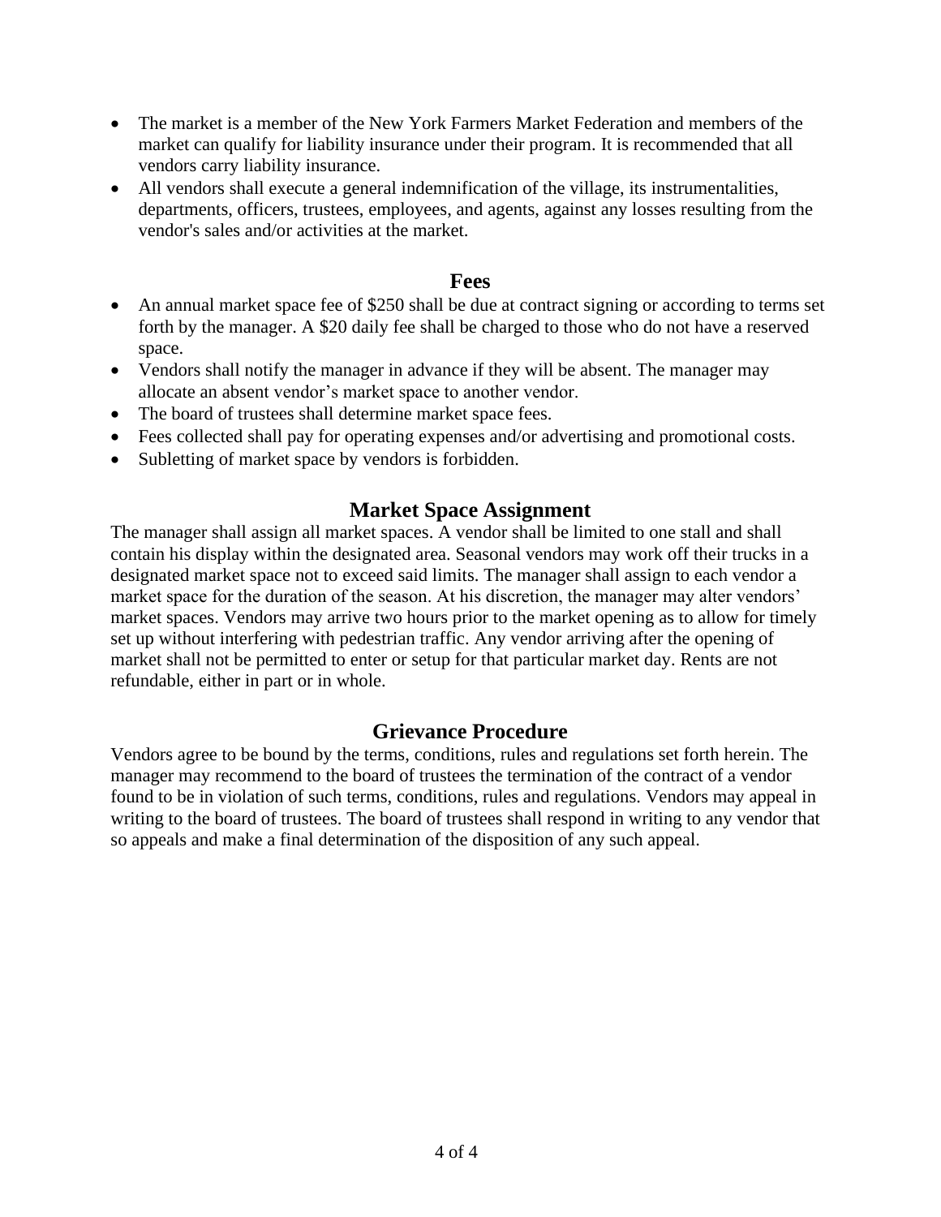- The market is a member of the New York Farmers Market Federation and members of the market can qualify for liability insurance under their program. It is recommended that all vendors carry liability insurance.
- All vendors shall execute a general indemnification of the village, its instrumentalities, departments, officers, trustees, employees, and agents, against any losses resulting from the vendor's sales and/or activities at the market.

## Fees

- An annual market space fee of $250 shall be due at contract signing or according to terms set forth by the manager. A $20 daily fee shall be charged to those who do not have a reserved space.
- Vendors shall notify the manager in advance if they will be absent. The manager may allocate an absent vendor's market space to another vendor.
- The board of trustees shall determine market space fees.
- Fees collected shall pay for operating expenses and/or advertising and promotional costs.
- Subletting of market space by vendors is forbidden.

## Market Space Assignment

The manager shall assign all market spaces. A vendor shall be limited to one stall and shall contain his display within the designated area. Seasonal vendors may work off their trucks in a designated market space not to exceed said limits. The manager shall assign to each vendor a market space for the duration of the season. At his discretion, the manager may alter vendors' market spaces. Vendors may arrive two hours prior to the market opening as to allow for timely set up without interfering with pedestrian traffic. Any vendor arriving after the opening of market shall not be permitted to enter or setup for that particular market day. Rents are not refundable, either in part or in whole.

## Grievance Procedure

Vendors agree to be bound by the terms, conditions, rules and regulations set forth herein. The manager may recommend to the board of trustees the termination of the contract of a vendor found to be in violation of such terms, conditions, rules and regulations. Vendors may appeal in writing to the board of trustees. The board of trustees shall respond in writing to any vendor that so appeals and make a final determination of the disposition of any such appeal.